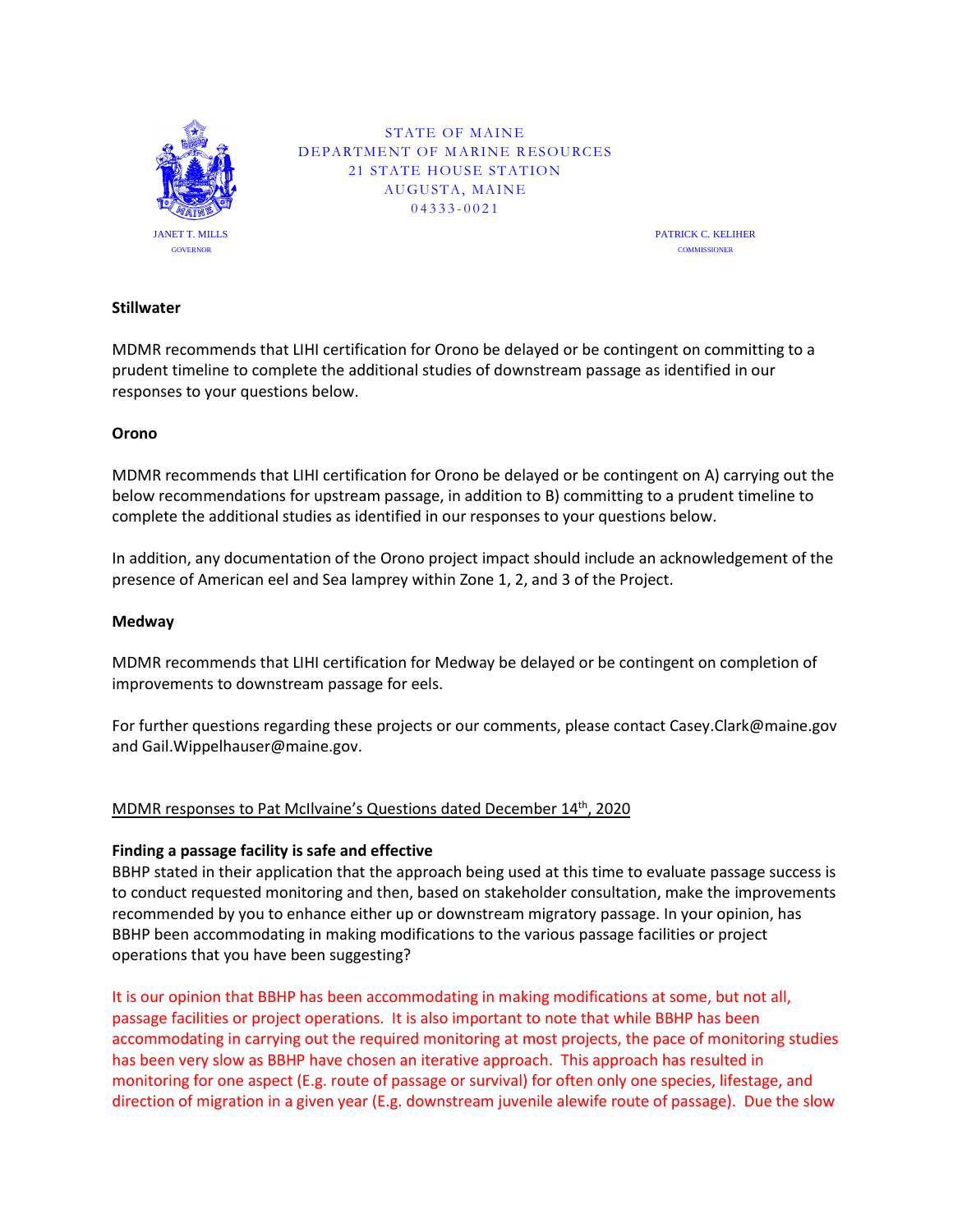STATE OF MAINE
DEPARTMENT OF MARINE RESOURCES
21 STATE HOUSE STATION
AUGUSTA, MAINE
04333-0021

JANET T. MILLS
GOVERNOR

PATRICK C. KELIHER
COMMISSIONER

**Stillwater**

MDMR recommends that LIHI certification for Orono be delayed or be contingent on committing to a prudent timeline to complete the additional studies of downstream passage as identified in our responses to your questions below.

**Orono**

MDMR recommends that LIHI certification for Orono be delayed or be contingent on A) carrying out the below recommendations for upstream passage, in addition to B) committing to a prudent timeline to complete the additional studies as identified in our responses to your questions below.

In addition, any documentation of the Orono project impact should include an acknowledgement of the presence of American eel and Sea lamprey within Zone 1, 2, and 3 of the Project.

**Medway**

MDMR recommends that LIHI certification for Medway be delayed or be contingent on completion of improvements to downstream passage for eels.

For further questions regarding these projects or our comments, please contact Casey.Clark@maine.gov and Gail.Wippelhauser@maine.gov.

<u>MDMR responses to Pat McIlvaine's Questions dated December 14th, 2020</u>

**Finding a passage facility is safe and effective**

BBHP stated in their application that the approach being used at this time to evaluate passage success is to conduct requested monitoring and then, based on stakeholder consultation, make the improvements recommended by you to enhance either up or downstream migratory passage. In your opinion, has BBHP been accommodating in making modifications to the various passage facilities or project operations that you have been suggesting?

It is our opinion that BBHP has been accommodating in making modifications at some, but not all, passage facilities or project operations. It is also important to note that while BBHP has been accommodating in carrying out the required monitoring at most projects, the pace of monitoring studies has been very slow as BBHP have chosen an iterative approach. This approach has resulted in monitoring for one aspect (E.g. route of passage or survival) for often only one species, lifestage, and direction of migration in a given year (E.g. downstream juvenile alewife route of passage). Due the slow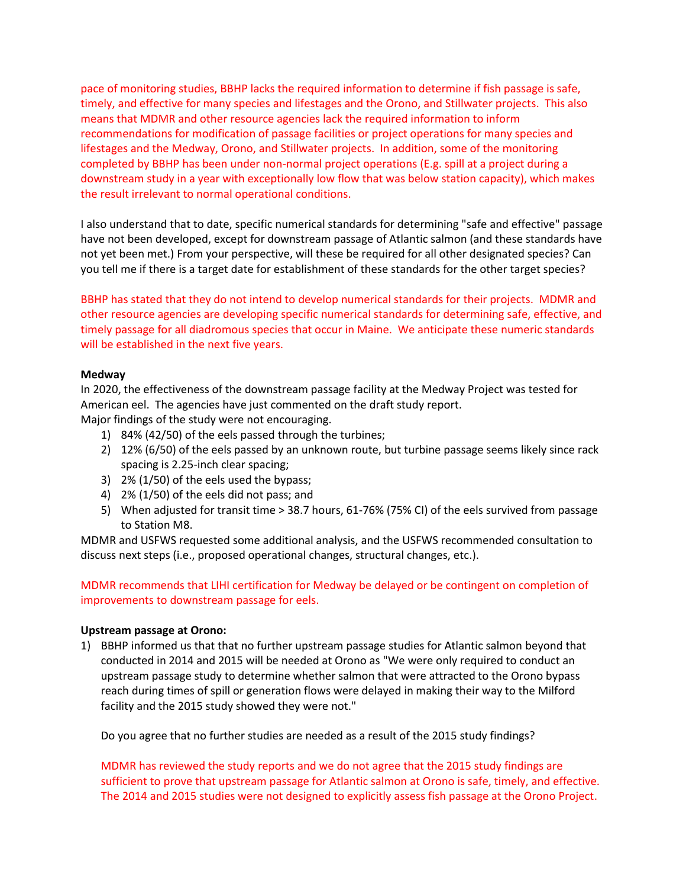pace of monitoring studies, BBHP lacks the required information to determine if fish passage is safe, timely, and effective for many species and lifestages and the Orono, and Stillwater projects. This also means that MDMR and other resource agencies lack the required information to inform recommendations for modification of passage facilities or project operations for many species and lifestages and the Medway, Orono, and Stillwater projects. In addition, some of the monitoring completed by BBHP has been under non-normal project operations (E.g. spill at a project during a downstream study in a year with exceptionally low flow that was below station capacity), which makes the result irrelevant to normal operational conditions.

I also understand that to date, specific numerical standards for determining "safe and effective" passage have not been developed, except for downstream passage of Atlantic salmon (and these standards have not yet been met.) From your perspective, will these be required for all other designated species? Can you tell me if there is a target date for establishment of these standards for the other target species?

BBHP has stated that they do not intend to develop numerical standards for their projects. MDMR and other resource agencies are developing specific numerical standards for determining safe, effective, and timely passage for all diadromous species that occur in Maine. We anticipate these numeric standards will be established in the next five years.

**Medway**

In 2020, the effectiveness of the downstream passage facility at the Medway Project was tested for American eel. The agencies have just commented on the draft study report.
Major findings of the study were not encouraging.

1) 84% (42/50) of the eels passed through the turbines;
2) 12% (6/50) of the eels passed by an unknown route, but turbine passage seems likely since rack spacing is 2.25-inch clear spacing;
3) 2% (1/50) of the eels used the bypass;
4) 2% (1/50) of the eels did not pass; and
5) When adjusted for transit time > 38.7 hours, 61-76% (75% CI) of the eels survived from passage to Station M8.

MDMR and USFWS requested some additional analysis, and the USFWS recommended consultation to discuss next steps (i.e., proposed operational changes, structural changes, etc.).

MDMR recommends that LIHI certification for Medway be delayed or be contingent on completion of improvements to downstream passage for eels.

**Upstream passage at Orono:**

1) BBHP informed us that that no further upstream passage studies for Atlantic salmon beyond that conducted in 2014 and 2015 will be needed at Orono as "We were only required to conduct an upstream passage study to determine whether salmon that were attracted to the Orono bypass reach during times of spill or generation flows were delayed in making their way to the Milford facility and the 2015 study showed they were not."

   Do you agree that no further studies are needed as a result of the 2015 study findings?

   MDMR has reviewed the study reports and we do not agree that the 2015 study findings are sufficient to prove that upstream passage for Atlantic salmon at Orono is safe, timely, and effective. The 2014 and 2015 studies were not designed to explicitly assess fish passage at the Orono Project.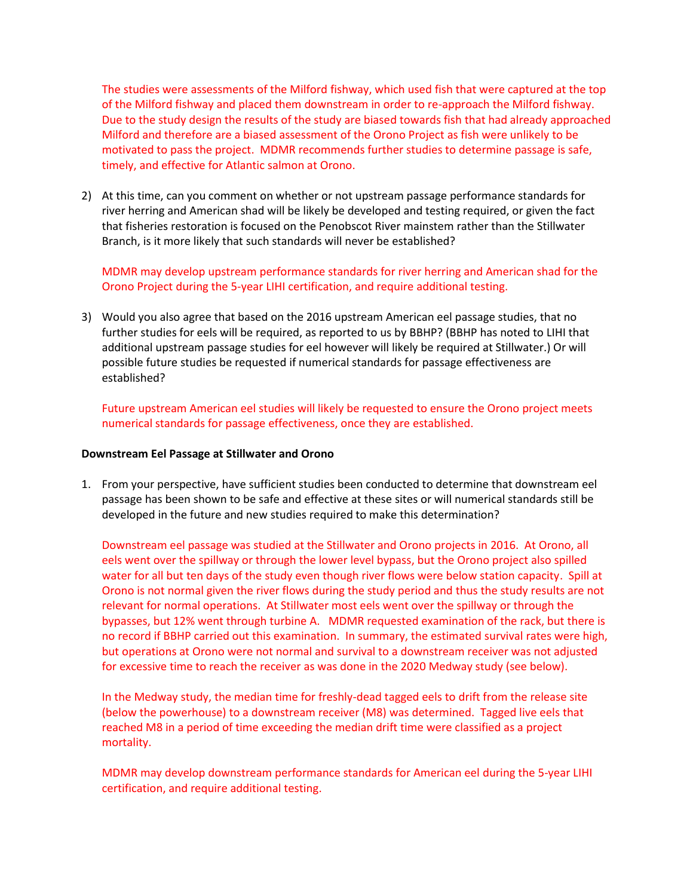The studies were assessments of the Milford fishway, which used fish that were captured at the top of the Milford fishway and placed them downstream in order to re-approach the Milford fishway. Due to the study design the results of the study are biased towards fish that had already approached Milford and therefore are a biased assessment of the Orono Project as fish were unlikely to be motivated to pass the project. MDMR recommends further studies to determine passage is safe, timely, and effective for Atlantic salmon at Orono.

2) At this time, can you comment on whether or not upstream passage performance standards for river herring and American shad will be likely be developed and testing required, or given the fact that fisheries restoration is focused on the Penobscot River mainstem rather than the Stillwater Branch, is it more likely that such standards will never be established?

   MDMR may develop upstream performance standards for river herring and American shad for the Orono Project during the 5-year LIHI certification, and require additional testing.

3) Would you also agree that based on the 2016 upstream American eel passage studies, that no further studies for eels will be required, as reported to us by BBHP? (BBHP has noted to LIHI that additional upstream passage studies for eel however will likely be required at Stillwater.) Or will possible future studies be requested if numerical standards for passage effectiveness are established?

   Future upstream American eel studies will likely be requested to ensure the Orono project meets numerical standards for passage effectiveness, once they are established.

**Downstream Eel Passage at Stillwater and Orono**

1. From your perspective, have sufficient studies been conducted to determine that downstream eel passage has been shown to be safe and effective at these sites or will numerical standards still be developed in the future and new studies required to make this determination?

   Downstream eel passage was studied at the Stillwater and Orono projects in 2016. At Orono, all eels went over the spillway or through the lower level bypass, but the Orono project also spilled water for all but ten days of the study even though river flows were below station capacity. Spill at Orono is not normal given the river flows during the study period and thus the study results are not relevant for normal operations. At Stillwater most eels went over the spillway or through the bypasses, but 12% went through turbine A. MDMR requested examination of the rack, but there is no record if BBHP carried out this examination. In summary, the estimated survival rates were high, but operations at Orono were not normal and survival to a downstream receiver was not adjusted for excessive time to reach the receiver as was done in the 2020 Medway study (see below).

   In the Medway study, the median time for freshly-dead tagged eels to drift from the release site (below the powerhouse) to a downstream receiver (M8) was determined. Tagged live eels that reached M8 in a period of time exceeding the median drift time were classified as a project mortality.

   MDMR may develop downstream performance standards for American eel during the 5-year LIHI certification, and require additional testing.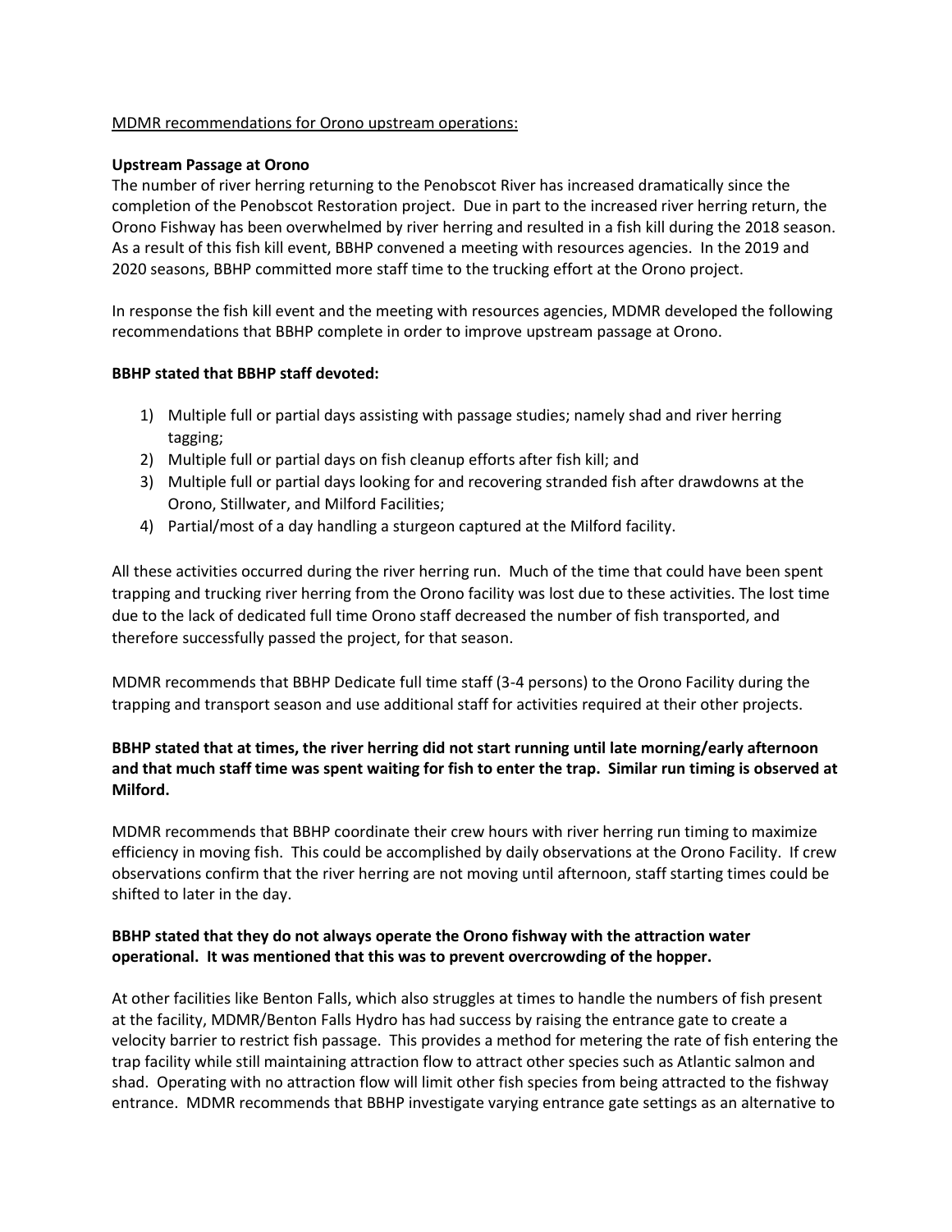MDMR recommendations for Orono upstream operations:

**Upstream Passage at Orono**

The number of river herring returning to the Penobscot River has increased dramatically since the completion of the Penobscot Restoration project. Due in part to the increased river herring return, the Orono Fishway has been overwhelmed by river herring and resulted in a fish kill during the 2018 season. As a result of this fish kill event, BBHP convened a meeting with resources agencies. In the 2019 and 2020 seasons, BBHP committed more staff time to the trucking effort at the Orono project.

In response the fish kill event and the meeting with resources agencies, MDMR developed the following recommendations that BBHP complete in order to improve upstream passage at Orono.

**BBHP stated that BBHP staff devoted:**

1) Multiple full or partial days assisting with passage studies; namely shad and river herring tagging;
2) Multiple full or partial days on fish cleanup efforts after fish kill; and
3) Multiple full or partial days looking for and recovering stranded fish after drawdowns at the Orono, Stillwater, and Milford Facilities;
4) Partial/most of a day handling a sturgeon captured at the Milford facility.

All these activities occurred during the river herring run. Much of the time that could have been spent trapping and trucking river herring from the Orono facility was lost due to these activities. The lost time due to the lack of dedicated full time Orono staff decreased the number of fish transported, and therefore successfully passed the project, for that season.

MDMR recommends that BBHP Dedicate full time staff (3-4 persons) to the Orono Facility during the trapping and transport season and use additional staff for activities required at their other projects.

**BBHP stated that at times, the river herring did not start running until late morning/early afternoon and that much staff time was spent waiting for fish to enter the trap. Similar run timing is observed at Milford.**

MDMR recommends that BBHP coordinate their crew hours with river herring run timing to maximize efficiency in moving fish. This could be accomplished by daily observations at the Orono Facility. If crew observations confirm that the river herring are not moving until afternoon, staff starting times could be shifted to later in the day.

**BBHP stated that they do not always operate the Orono fishway with the attraction water operational. It was mentioned that this was to prevent overcrowding of the hopper.**

At other facilities like Benton Falls, which also struggles at times to handle the numbers of fish present at the facility, MDMR/Benton Falls Hydro has had success by raising the entrance gate to create a velocity barrier to restrict fish passage. This provides a method for metering the rate of fish entering the trap facility while still maintaining attraction flow to attract other species such as Atlantic salmon and shad. Operating with no attraction flow will limit other fish species from being attracted to the fishway entrance. MDMR recommends that BBHP investigate varying entrance gate settings as an alternative to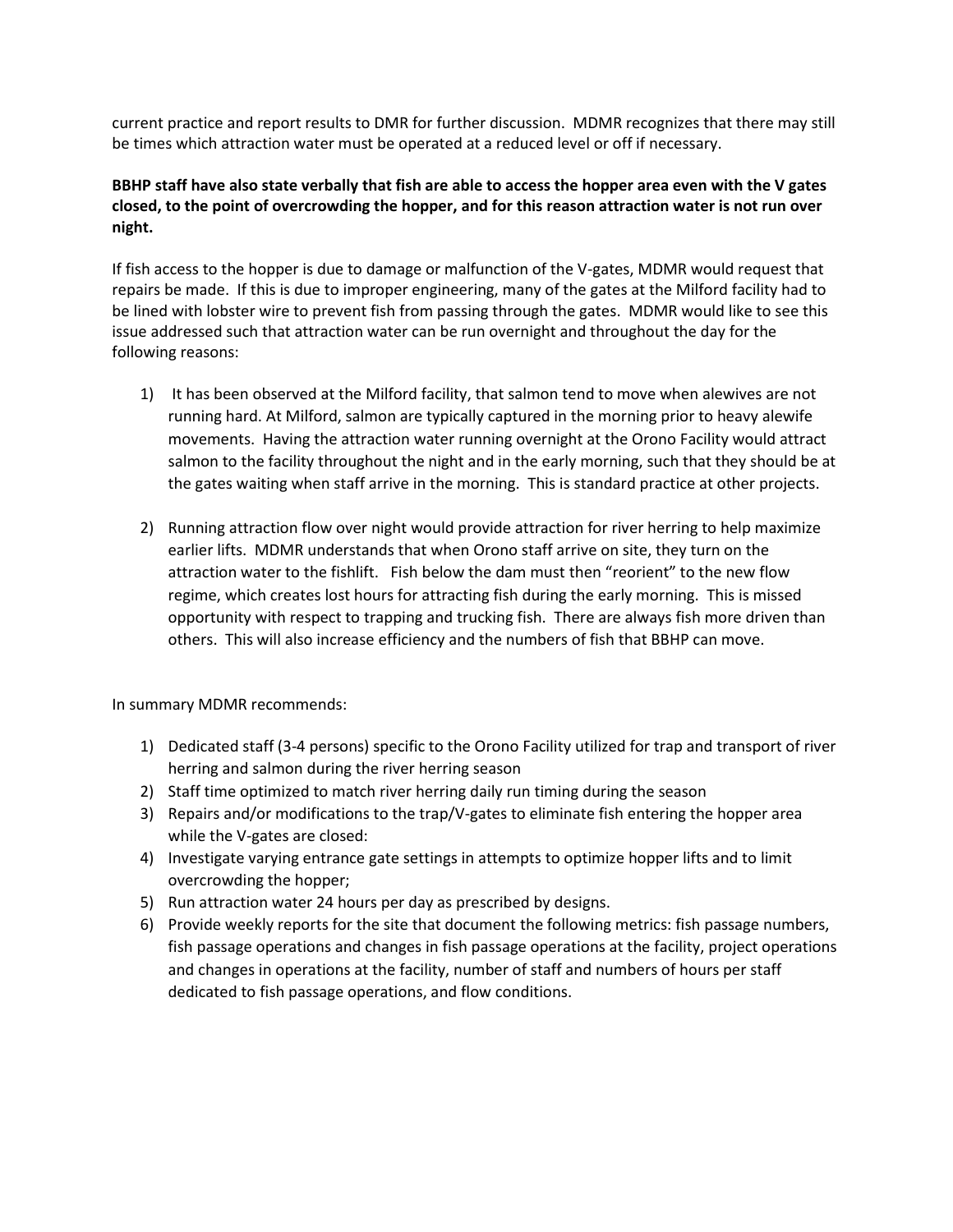current practice and report results to DMR for further discussion. MDMR recognizes that there may still be times which attraction water must be operated at a reduced level or off if necessary.

**BBHP staff have also state verbally that fish are able to access the hopper area even with the V gates closed, to the point of overcrowding the hopper, and for this reason attraction water is not run over night.**

If fish access to the hopper is due to damage or malfunction of the V-gates, MDMR would request that repairs be made. If this is due to improper engineering, many of the gates at the Milford facility had to be lined with lobster wire to prevent fish from passing through the gates. MDMR would like to see this issue addressed such that attraction water can be run overnight and throughout the day for the following reasons:

1) It has been observed at the Milford facility, that salmon tend to move when alewives are not running hard. At Milford, salmon are typically captured in the morning prior to heavy alewife movements. Having the attraction water running overnight at the Orono Facility would attract salmon to the facility throughout the night and in the early morning, such that they should be at the gates waiting when staff arrive in the morning. This is standard practice at other projects.
2) Running attraction flow over night would provide attraction for river herring to help maximize earlier lifts. MDMR understands that when Orono staff arrive on site, they turn on the attraction water to the fishlift. Fish below the dam must then "reorient" to the new flow regime, which creates lost hours for attracting fish during the early morning. This is missed opportunity with respect to trapping and trucking fish. There are always fish more driven than others. This will also increase efficiency and the numbers of fish that BBHP can move.

In summary MDMR recommends:

1) Dedicated staff (3-4 persons) specific to the Orono Facility utilized for trap and transport of river herring and salmon during the river herring season
2) Staff time optimized to match river herring daily run timing during the season
3) Repairs and/or modifications to the trap/V-gates to eliminate fish entering the hopper area while the V-gates are closed:
4) Investigate varying entrance gate settings in attempts to optimize hopper lifts and to limit overcrowding the hopper;
5) Run attraction water 24 hours per day as prescribed by designs.
6) Provide weekly reports for the site that document the following metrics: fish passage numbers, fish passage operations and changes in fish passage operations at the facility, project operations and changes in operations at the facility, number of staff and numbers of hours per staff dedicated to fish passage operations, and flow conditions.